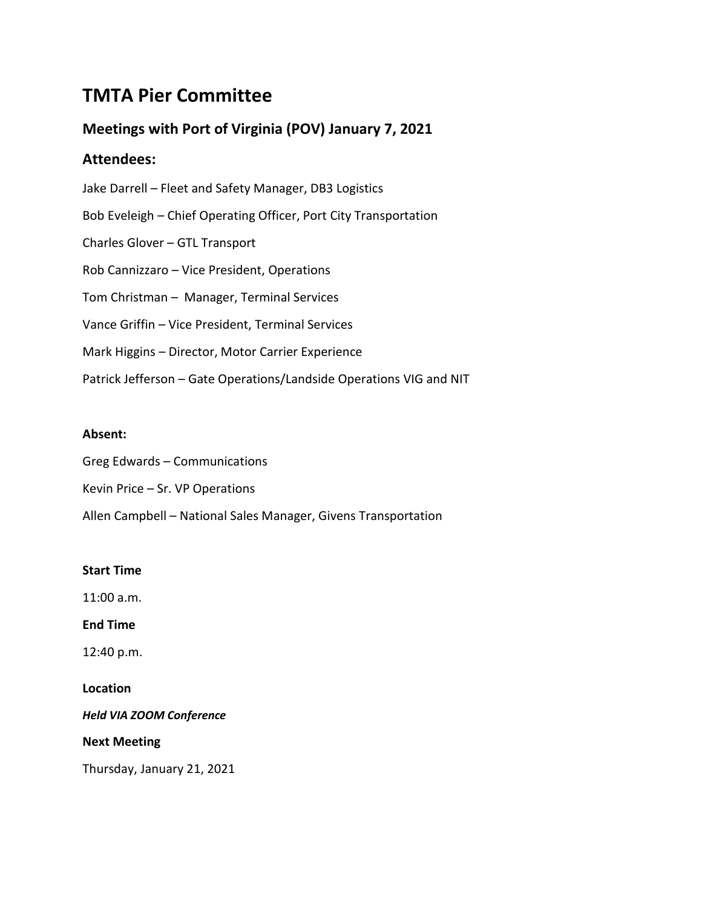# TMTA Pier Committee

## Meetings with Port of Virginia (POV) January 7, 2021

## Attendees:

Jake Darrell – Fleet and Safety Manager, DB3 Logistics

Bob Eveleigh – Chief Operating Officer, Port City Transportation

Charles Glover – GTL Transport

Rob Cannizzaro – Vice President, Operations

Tom Christman – Manager, Terminal Services

Vance Griffin – Vice President, Terminal Services

Mark Higgins – Director, Motor Carrier Experience

Patrick Jefferson – Gate Operations/Landside Operations VIG and NIT

**Absent:**

Greg Edwards – Communications

Kevin Price – Sr. VP Operations

Allen Campbell – National Sales Manager, Givens Transportation

**Start Time**

11:00 a.m.

**End Time**

12:40 p.m.

**Location**

***Held VIA ZOOM Conference***

**Next Meeting**

Thursday, January 21, 2021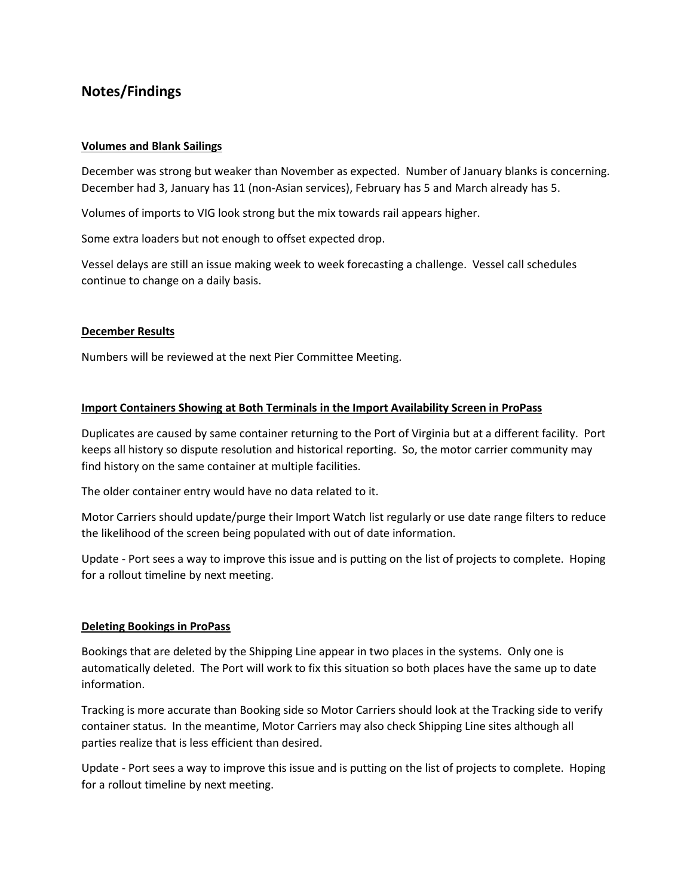## Notes/Findings

**Volumes and Blank Sailings**

December was strong but weaker than November as expected. Number of January blanks is concerning. December had 3, January has 11 (non-Asian services), February has 5 and March already has 5.

Volumes of imports to VIG look strong but the mix towards rail appears higher.

Some extra loaders but not enough to offset expected drop.

Vessel delays are still an issue making week to week forecasting a challenge. Vessel call schedules continue to change on a daily basis.

**December Results**

Numbers will be reviewed at the next Pier Committee Meeting.

**Import Containers Showing at Both Terminals in the Import Availability Screen in ProPass**

Duplicates are caused by same container returning to the Port of Virginia but at a different facility. Port keeps all history so dispute resolution and historical reporting. So, the motor carrier community may find history on the same container at multiple facilities.

The older container entry would have no data related to it.

Motor Carriers should update/purge their Import Watch list regularly or use date range filters to reduce the likelihood of the screen being populated with out of date information.

Update - Port sees a way to improve this issue and is putting on the list of projects to complete. Hoping for a rollout timeline by next meeting.

**Deleting Bookings in ProPass**

Bookings that are deleted by the Shipping Line appear in two places in the systems. Only one is automatically deleted. The Port will work to fix this situation so both places have the same up to date information.

Tracking is more accurate than Booking side so Motor Carriers should look at the Tracking side to verify container status. In the meantime, Motor Carriers may also check Shipping Line sites although all parties realize that is less efficient than desired.

Update - Port sees a way to improve this issue and is putting on the list of projects to complete. Hoping for a rollout timeline by next meeting.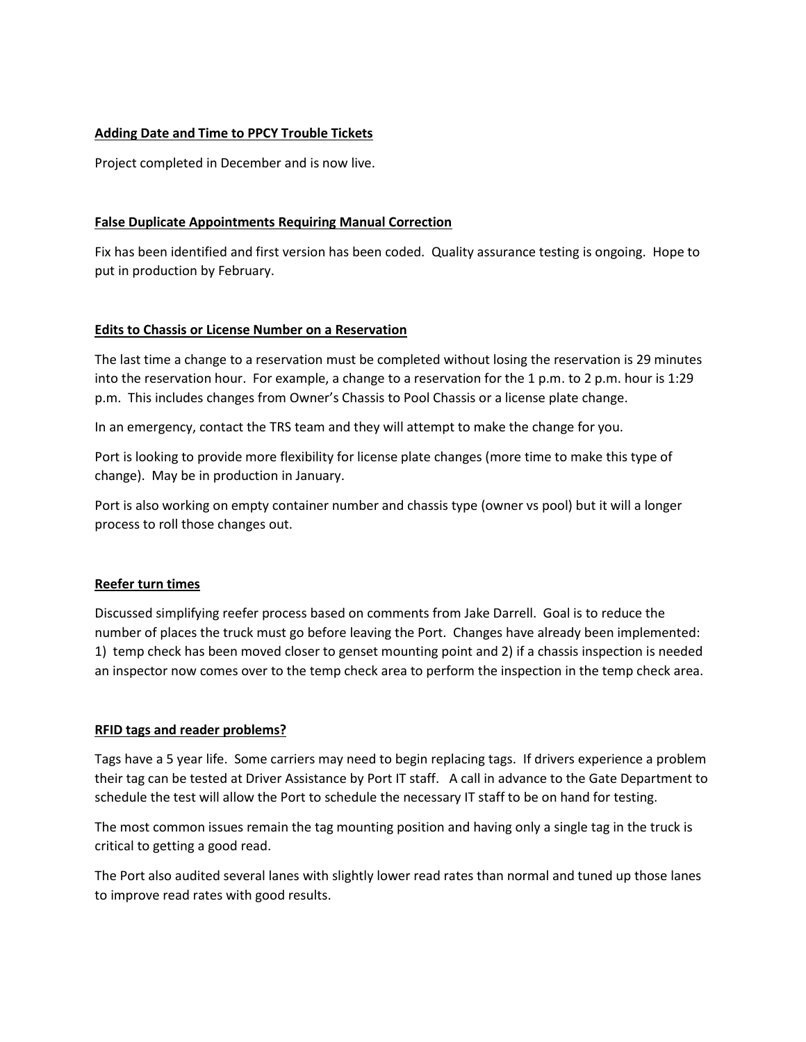**<u>Adding Date and Time to PPCY Trouble Tickets</u>**

Project completed in December and is now live.

**<u>False Duplicate Appointments Requiring Manual Correction</u>**

Fix has been identified and first version has been coded. Quality assurance testing is ongoing. Hope to put in production by February.

**<u>Edits to Chassis or License Number on a Reservation</u>**

The last time a change to a reservation must be completed without losing the reservation is 29 minutes into the reservation hour. For example, a change to a reservation for the 1 p.m. to 2 p.m. hour is 1:29 p.m. This includes changes from Owner's Chassis to Pool Chassis or a license plate change.

In an emergency, contact the TRS team and they will attempt to make the change for you.

Port is looking to provide more flexibility for license plate changes (more time to make this type of change). May be in production in January.

Port is also working on empty container number and chassis type (owner vs pool) but it will a longer process to roll those changes out.

**<u>Reefer turn times</u>**

Discussed simplifying reefer process based on comments from Jake Darrell. Goal is to reduce the number of places the truck must go before leaving the Port. Changes have already been implemented: 1) temp check has been moved closer to genset mounting point and 2) if a chassis inspection is needed an inspector now comes over to the temp check area to perform the inspection in the temp check area.

**<u>RFID tags and reader problems?</u>**

Tags have a 5 year life. Some carriers may need to begin replacing tags. If drivers experience a problem their tag can be tested at Driver Assistance by Port IT staff. A call in advance to the Gate Department to schedule the test will allow the Port to schedule the necessary IT staff to be on hand for testing.

The most common issues remain the tag mounting position and having only a single tag in the truck is critical to getting a good read.

The Port also audited several lanes with slightly lower read rates than normal and tuned up those lanes to improve read rates with good results.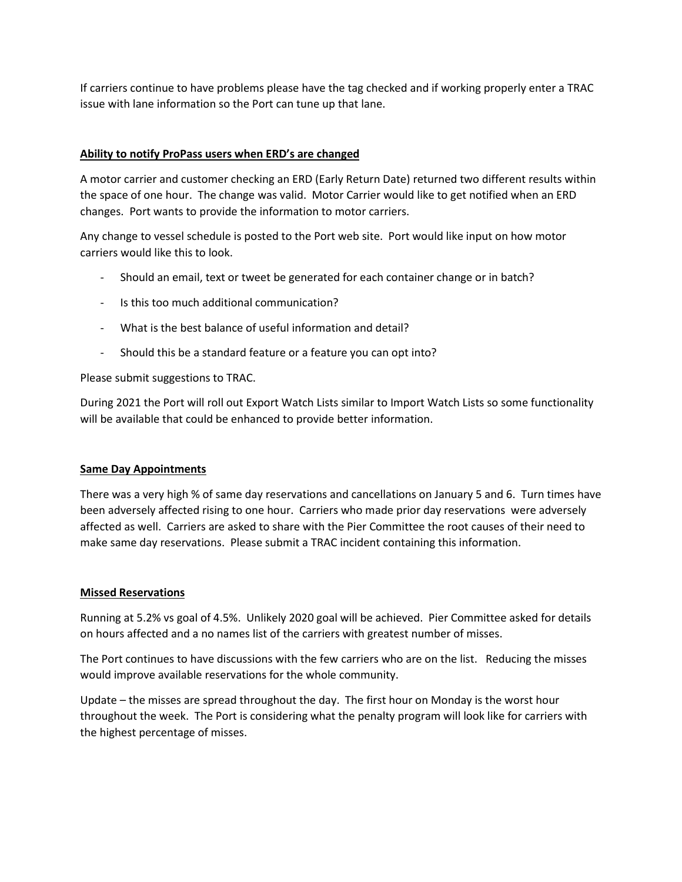If carriers continue to have problems please have the tag checked and if working properly enter a TRAC issue with lane information so the Port can tune up that lane.

**Ability to notify ProPass users when ERD's are changed**

A motor carrier and customer checking an ERD (Early Return Date) returned two different results within the space of one hour. The change was valid. Motor Carrier would like to get notified when an ERD changes. Port wants to provide the information to motor carriers.

Any change to vessel schedule is posted to the Port web site. Port would like input on how motor carriers would like this to look.

- Should an email, text or tweet be generated for each container change or in batch?
- Is this too much additional communication?
- What is the best balance of useful information and detail?
- Should this be a standard feature or a feature you can opt into?

Please submit suggestions to TRAC.

During 2021 the Port will roll out Export Watch Lists similar to Import Watch Lists so some functionality will be available that could be enhanced to provide better information.

**Same Day Appointments**

There was a very high % of same day reservations and cancellations on January 5 and 6. Turn times have been adversely affected rising to one hour. Carriers who made prior day reservations were adversely affected as well. Carriers are asked to share with the Pier Committee the root causes of their need to make same day reservations. Please submit a TRAC incident containing this information.

**Missed Reservations**

Running at 5.2% vs goal of 4.5%. Unlikely 2020 goal will be achieved. Pier Committee asked for details on hours affected and a no names list of the carriers with greatest number of misses.

The Port continues to have discussions with the few carriers who are on the list. Reducing the misses would improve available reservations for the whole community.

Update – the misses are spread throughout the day. The first hour on Monday is the worst hour throughout the week. The Port is considering what the penalty program will look like for carriers with the highest percentage of misses.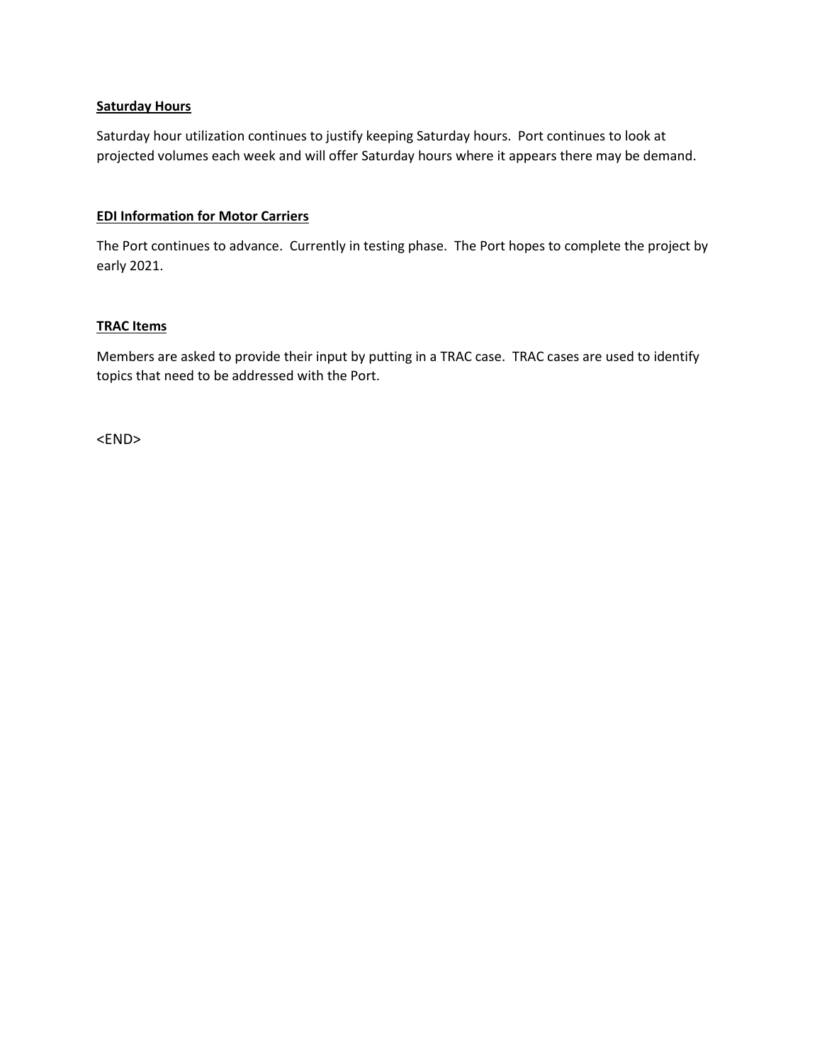**Saturday Hours**

Saturday hour utilization continues to justify keeping Saturday hours. Port continues to look at projected volumes each week and will offer Saturday hours where it appears there may be demand.

**EDI Information for Motor Carriers**

The Port continues to advance. Currently in testing phase. The Port hopes to complete the project by early 2021.

**TRAC Items**

Members are asked to provide their input by putting in a TRAC case. TRAC cases are used to identify topics that need to be addressed with the Port.

<END>